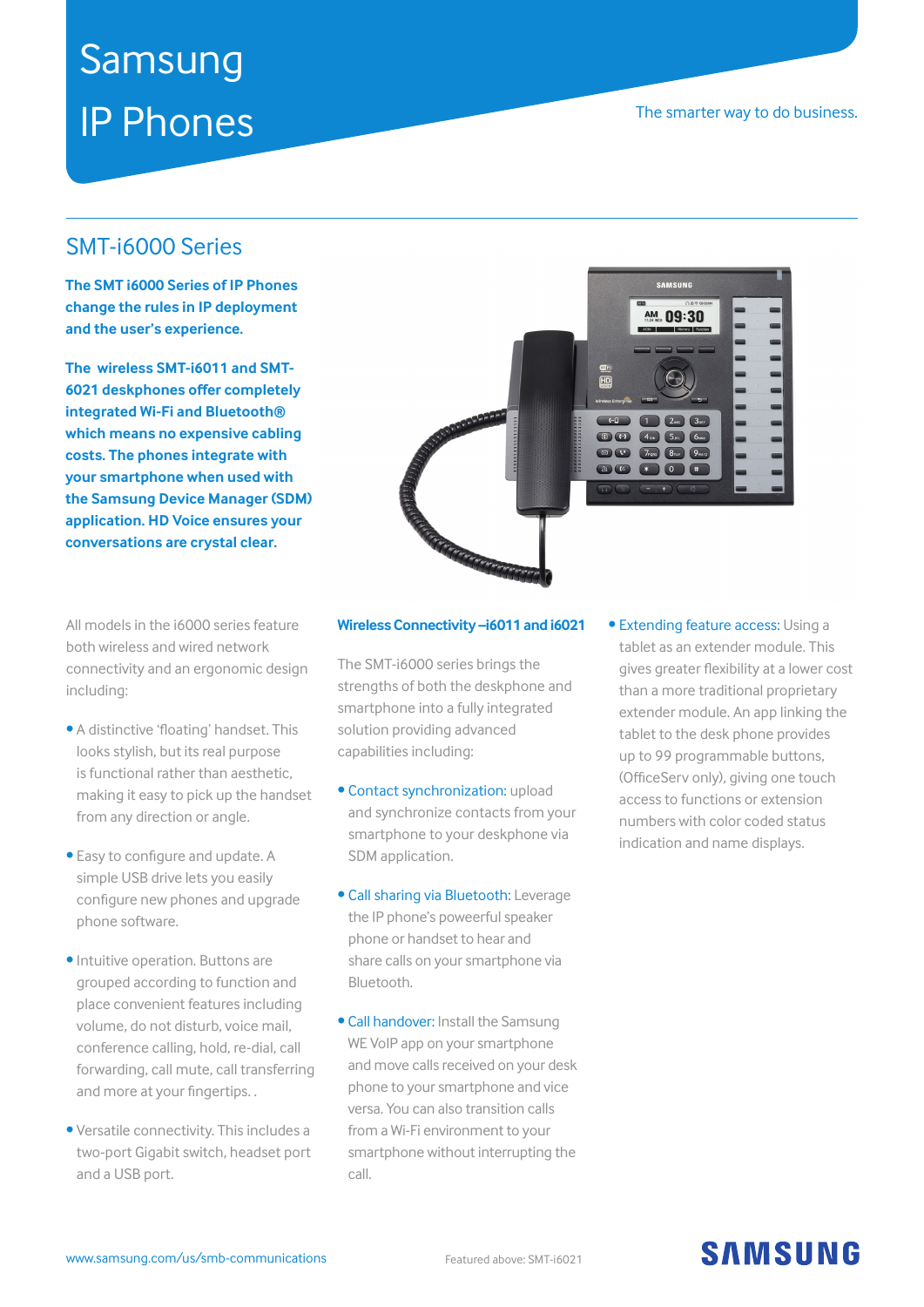# Samsung IP Phones

The smarter way to do business.

## SMT-i6000 Series

**The SMT i6000 Series of IP Phones change the rules in IP deployment and the user's experience.**

**The wireless SMT-i6011 and SMT-6021 deskphones offer completely integrated Wi-Fi and Bluetooth® which means no expensive cabling costs. The phones integrate with your smartphone when used with the Samsung Device Manager (SDM) application. HD Voice ensures your conversations are crystal clear.**

All models in the i6000 series feature both wireless and wired network connectivity and an ergonomic design including:

- A distinctive 'floating' handset. This looks stylish, but its real purpose is functional rather than aesthetic, making it easy to pick up the handset from any direction or angle.
- Easy to configure and update. A simple USB drive lets you easily configure new phones and upgrade phone software.
- Intuitive operation. Buttons are grouped according to function and place convenient features including volume, do not disturb, voice mail, conference calling, hold, re-dial, call forwarding, call mute, call transferring and more at your fingertips. .
- Versatile connectivity. This includes a two-port Gigabit switch, headset port and a USB port.

### Wireless Connectivity –i6011 and i6021

The SMT-i6000 series brings the strengths of both the deskphone and smartphone into a fully integrated solution providing advanced capabilities including:

- Contact synchronization: upload and synchronize contacts from your smartphone to your deskphone via SDM application.
- Call sharing via Bluetooth: Leverage the IP phone's poweerful speaker phone or handset to hear and share calls on your smartphone via Bluetooth.
- Call handover: Install the Samsung WE VoIP app on your smartphone and move calls received on your desk phone to your smartphone and vice versa. You can also transition calls from a Wi-Fi environment to your smartphone without interrupting the call.
- Extending feature access: Using a tablet as an extender module. This gives greater flexibility at a lower cost than a more traditional proprietary extender module. An app linking the tablet to the desk phone provides up to 99 programmable buttons, (OfficeServ only), giving one touch access to functions or extension numbers with color coded status indication and name displays.

www.samsung.com/us/smb-communications

Featured above: SMT-i6021

SAMSUNG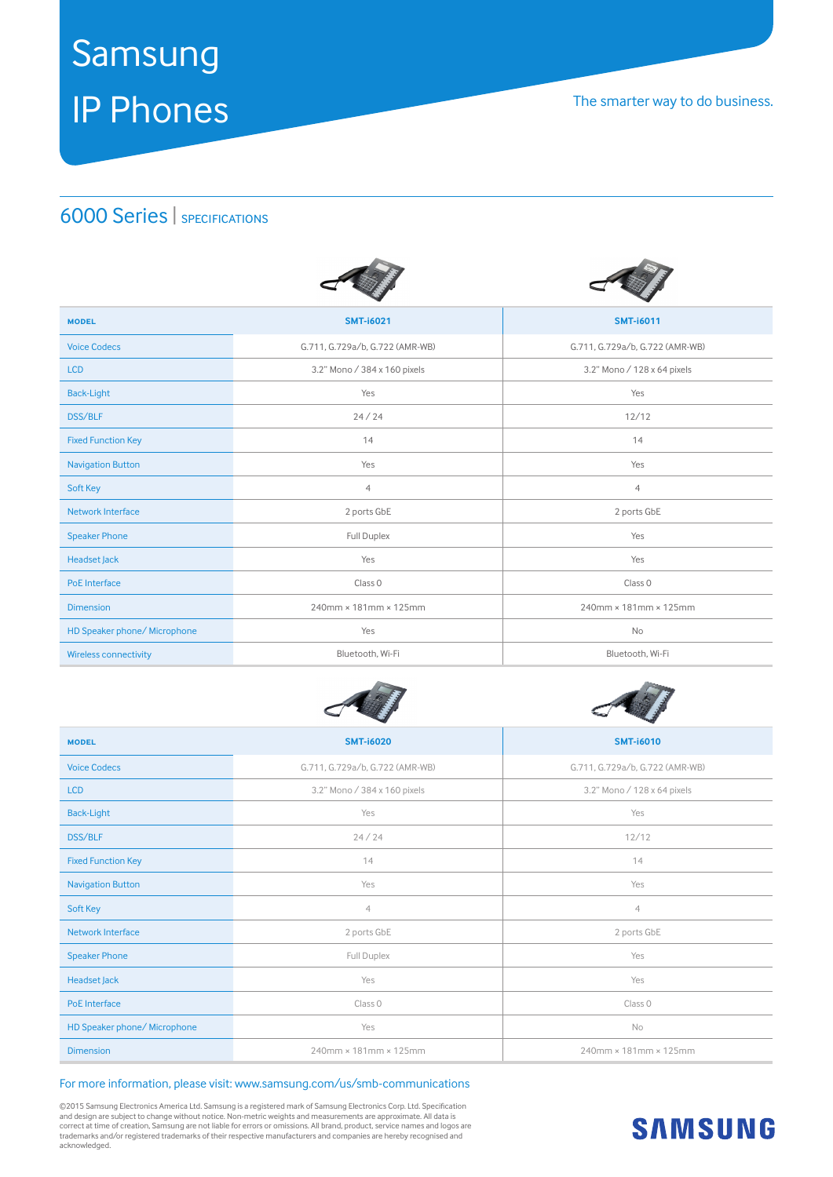# Samsung IP Phones

The smarter way to do business.

## 6000 Series | SPECIFICATIONS

| MODEL | SMT-i6021 | SMT-i6011 |
|---|---|---|
| Voice Codecs | G.711, G.729a/b, G.722 (AMR-WB) | G.711, G.729a/b, G.722 (AMR-WB) |
| LCD | 3.2" Mono / 384 x 160 pixels | 3.2" Mono / 128 x 64 pixels |
| Back-Light | Yes | Yes |
| DSS/BLF | 24 / 24 | 12/12 |
| Fixed Function Key | 14 | 14 |
| Navigation Button | Yes | Yes |
| Soft Key | 4 | 4 |
| Network Interface | 2 ports GbE | 2 ports GbE |
| Speaker Phone | Full Duplex | Yes |
| Headset Jack | Yes | Yes |
| PoE Interface | Class 0 | Class 0 |
| Dimension | 240mm × 181mm × 125mm | 240mm × 181mm × 125mm |
| HD Speaker phone/ Microphone | Yes | No |
| Wireless connectivity | Bluetooth, Wi-Fi | Bluetooth, Wi-Fi |

| MODEL | SMT-i6020 | SMT-i6010 |
|---|---|---|
| Voice Codecs | G.711, G.729a/b, G.722 (AMR-WB) | G.711, G.729a/b, G.722 (AMR-WB) |
| LCD | 3.2" Mono / 384 x 160 pixels | 3.2" Mono / 128 x 64 pixels |
| Back-Light | Yes | Yes |
| DSS/BLF | 24 / 24 | 12/12 |
| Fixed Function Key | 14 | 14 |
| Navigation Button | Yes | Yes |
| Soft Key | 4 | 4 |
| Network Interface | 2 ports GbE | 2 ports GbE |
| Speaker Phone | Full Duplex | Yes |
| Headset Jack | Yes | Yes |
| PoE Interface | Class 0 | Class 0 |
| HD Speaker phone/ Microphone | Yes | No |
| Dimension | 240mm × 181mm × 125mm | 240mm × 181mm × 125mm |

For more information, please visit: www.samsung.com/us/smb-communications

©2015 Samsung Electronics America Ltd. Samsung is a registered mark of Samsung Electronics Corp. Ltd. Specification and design are subject to change without notice. Non-metric weights and measurements are approximate. All data is correct at time of creation, Samsung are not liable for errors or omissions. All brand, product, service names and logos are trademarks and/or registered trademarks of their respective manufacturers and companies are hereby recognised and acknowledged.

SAMSUNG